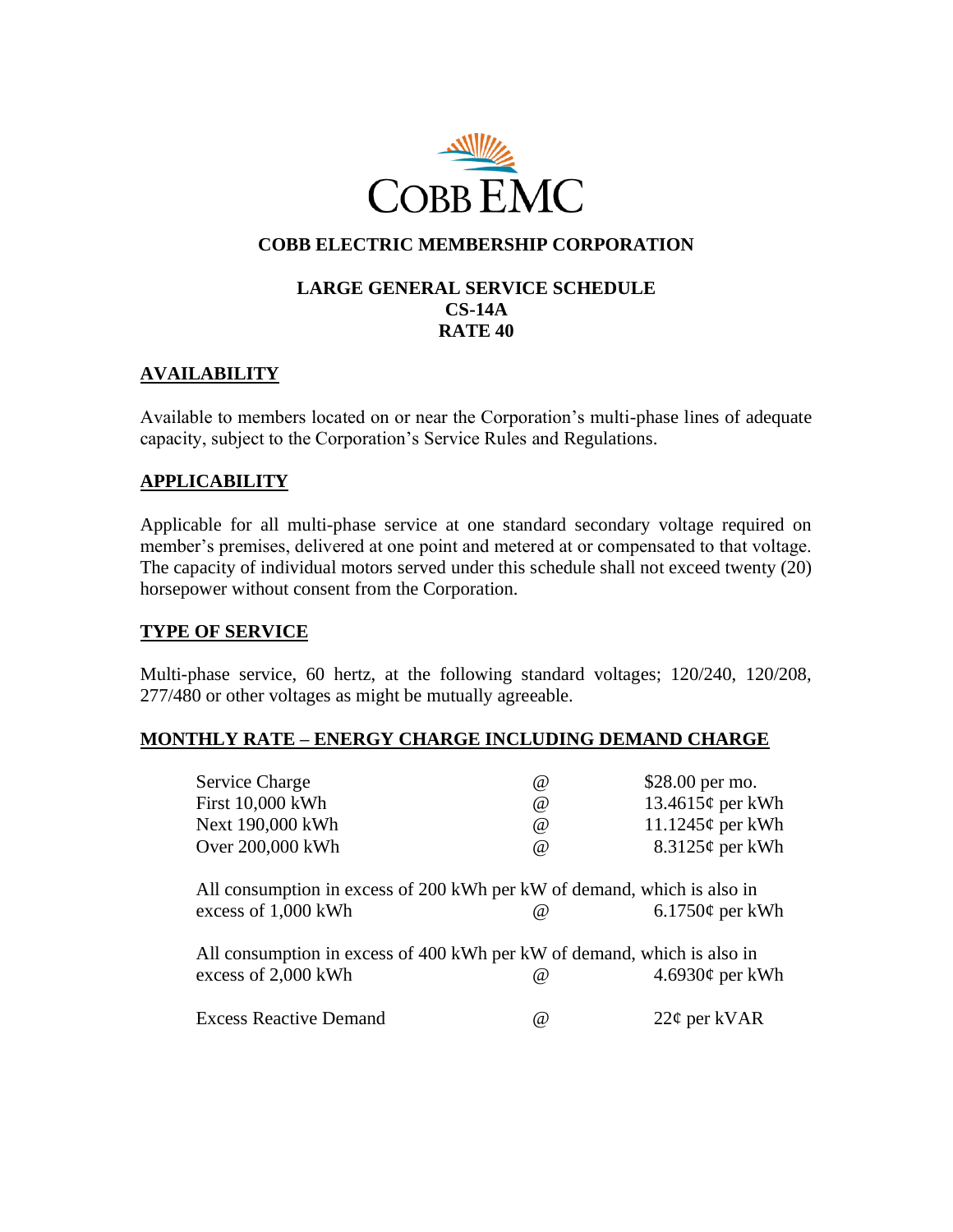COBB EMC

# COBB ELECTRIC MEMBERSHIP CORPORATION

## LARGE GENERAL SERVICE SCHEDULE
## CS-14A
## RATE 40

### AVAILABILITY

Available to members located on or near the Corporation's multi-phase lines of adequate capacity, subject to the Corporation's Service Rules and Regulations.

### APPLICABILITY

Applicable for all multi-phase service at one standard secondary voltage required on member's premises, delivered at one point and metered at or compensated to that voltage. The capacity of individual motors served under this schedule shall not exceed twenty (20) horsepower without consent from the Corporation.

### TYPE OF SERVICE

Multi-phase service, 60 hertz, at the following standard voltages; 120/240, 120/208, 277/480 or other voltages as might be mutually agreeable.

### MONTHLY RATE – ENERGY CHARGE INCLUDING DEMAND CHARGE

| | | |
|---|---|---|
| Service Charge | @ | $28.00 per mo. |
| First 10,000 kWh | @ | 13.4615¢ per kWh |
| Next 190,000 kWh | @ | 11.1245¢ per kWh |
| Over 200,000 kWh | @ | 8.3125¢ per kWh |
| All consumption in excess of 200 kWh per kW of demand, which is also in excess of 1,000 kWh | @ | 6.1750¢ per kWh |
| All consumption in excess of 400 kWh per kW of demand, which is also in excess of 2,000 kWh | @ | 4.6930¢ per kWh |
| Excess Reactive Demand | @ | 22¢ per kVAR |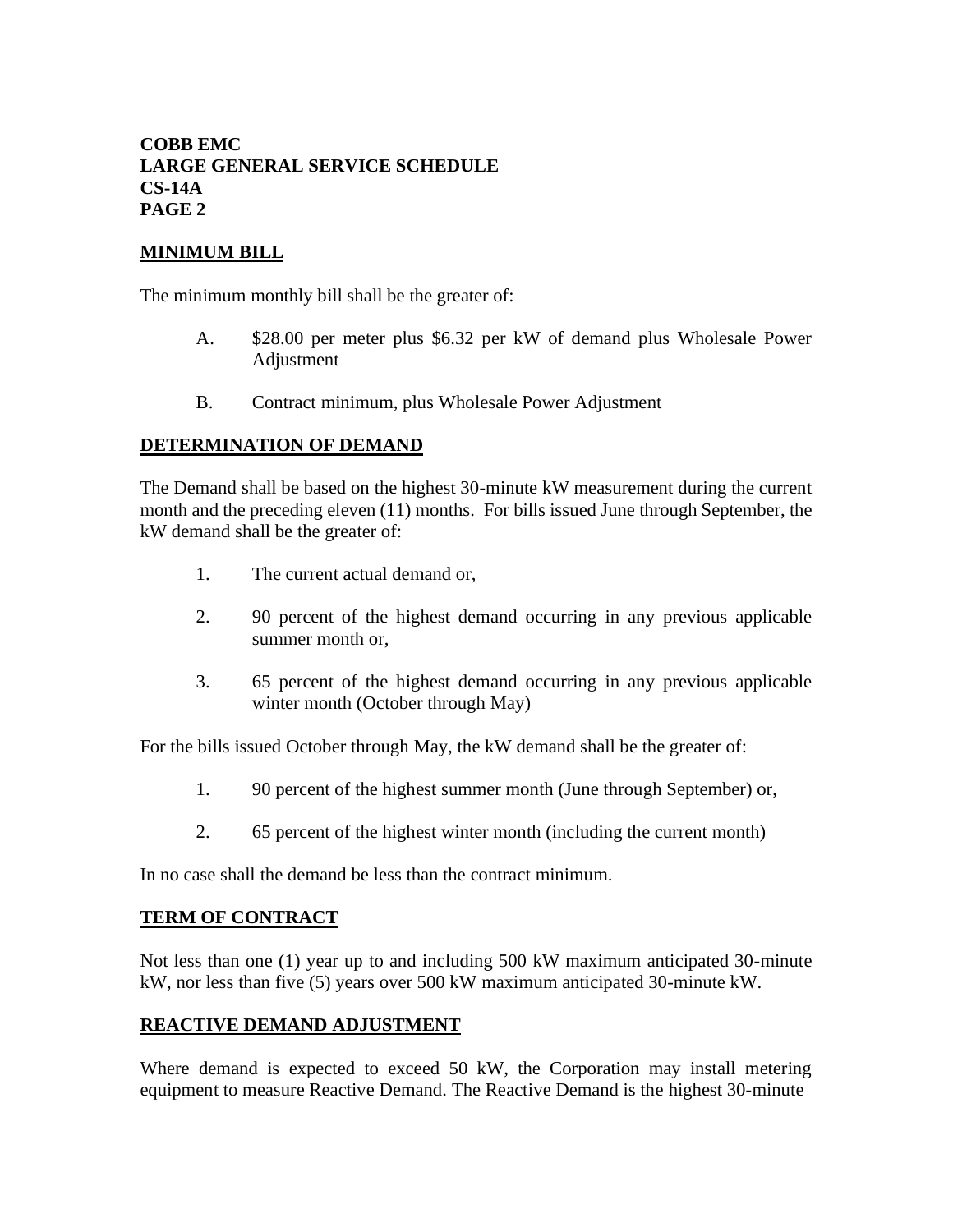**COBB EMC**
**LARGE GENERAL SERVICE SCHEDULE**
**CS-14A**
**PAGE 2**

## MINIMUM BILL

The minimum monthly bill shall be the greater of:

A. $28.00 per meter plus $6.32 per kW of demand plus Wholesale Power Adjustment

B. Contract minimum, plus Wholesale Power Adjustment

## DETERMINATION OF DEMAND

The Demand shall be based on the highest 30-minute kW measurement during the current month and the preceding eleven (11) months. For bills issued June through September, the kW demand shall be the greater of:

1. The current actual demand or,

2. 90 percent of the highest demand occurring in any previous applicable summer month or,

3. 65 percent of the highest demand occurring in any previous applicable winter month (October through May)

For the bills issued October through May, the kW demand shall be the greater of:

1. 90 percent of the highest summer month (June through September) or,

2. 65 percent of the highest winter month (including the current month)

In no case shall the demand be less than the contract minimum.

## TERM OF CONTRACT

Not less than one (1) year up to and including 500 kW maximum anticipated 30-minute kW, nor less than five (5) years over 500 kW maximum anticipated 30-minute kW.

## REACTIVE DEMAND ADJUSTMENT

Where demand is expected to exceed 50 kW, the Corporation may install metering equipment to measure Reactive Demand. The Reactive Demand is the highest 30-minute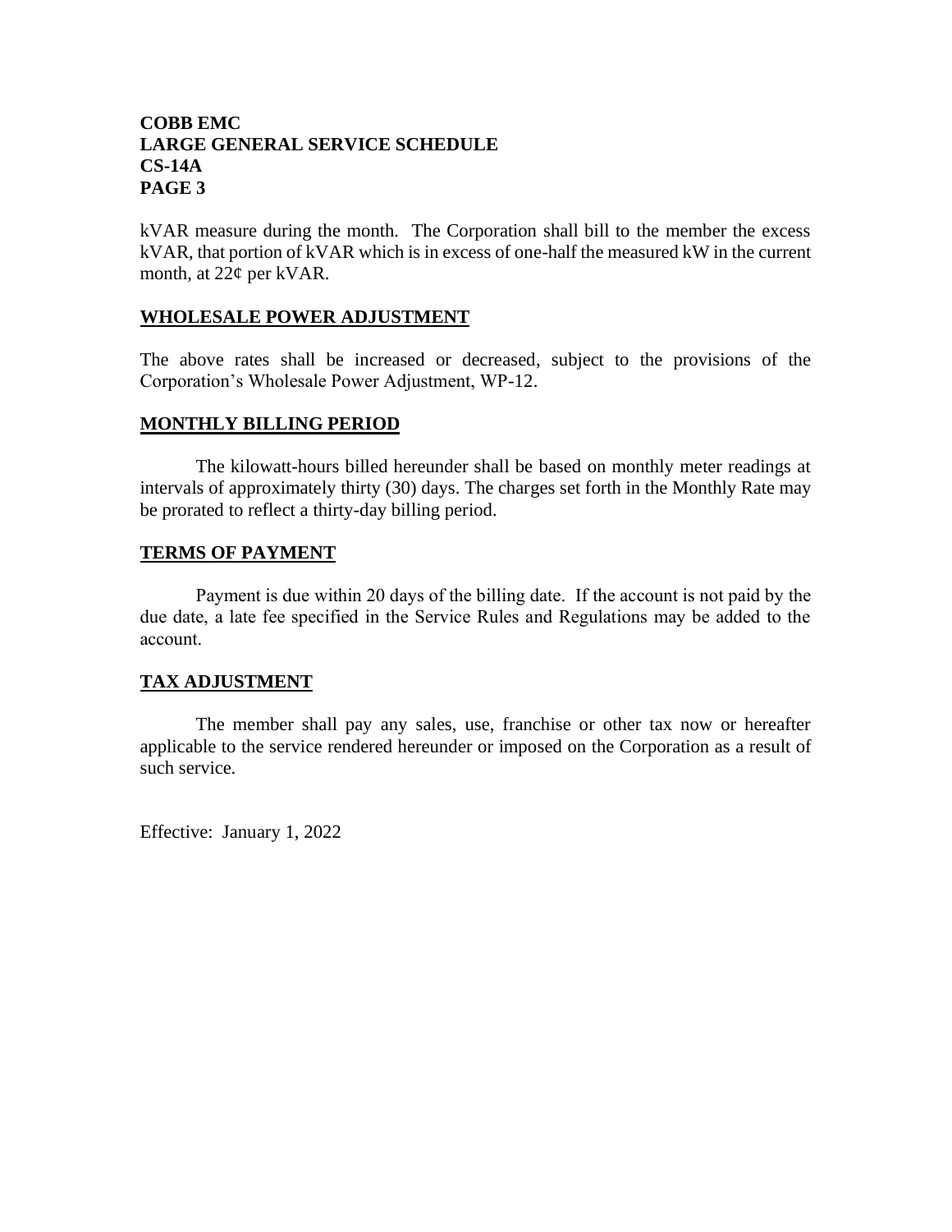kVAR measure during the month. The Corporation shall bill to the member the excess kVAR, that portion of kVAR which is in excess of one-half the measured kW in the current month, at 22¢ per kVAR.

## WHOLESALE POWER ADJUSTMENT

The above rates shall be increased or decreased, subject to the provisions of the Corporation's Wholesale Power Adjustment, WP-12.

## MONTHLY BILLING PERIOD

The kilowatt-hours billed hereunder shall be based on monthly meter readings at intervals of approximately thirty (30) days. The charges set forth in the Monthly Rate may be prorated to reflect a thirty-day billing period.

## TERMS OF PAYMENT

Payment is due within 20 days of the billing date. If the account is not paid by the due date, a late fee specified in the Service Rules and Regulations may be added to the account.

## TAX ADJUSTMENT

The member shall pay any sales, use, franchise or other tax now or hereafter applicable to the service rendered hereunder or imposed on the Corporation as a result of such service.

Effective: January 1, 2022